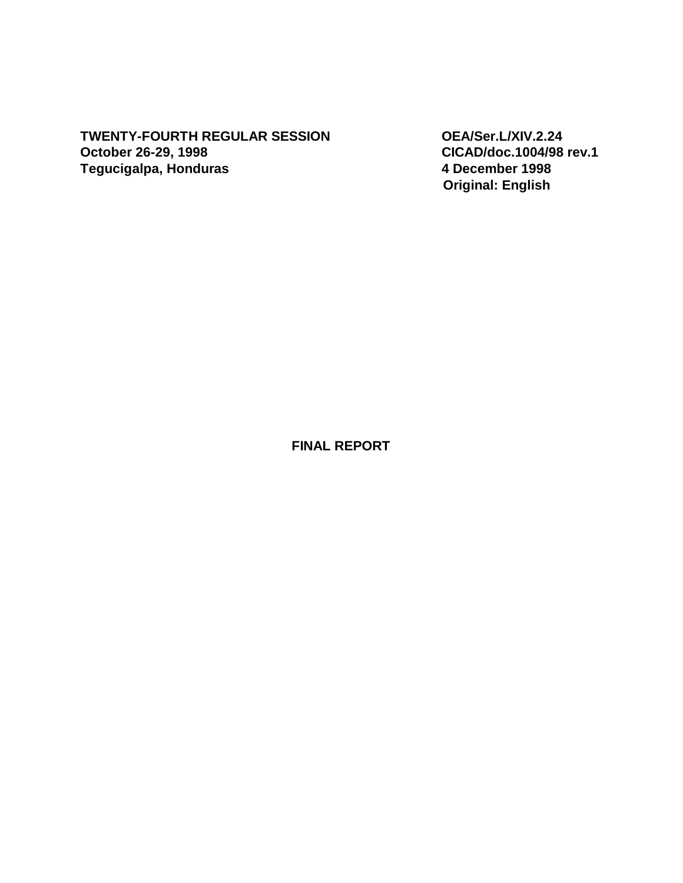**TWENTY-FOURTH REGULAR SESSION**
**October 26-29, 1998**
**Tegucigalpa, Honduras**

**OEA/Ser.L/XIV.2.24**
**CICAD/doc.1004/98 rev.1**
**4 December 1998**
**Original: English**

# FINAL REPORT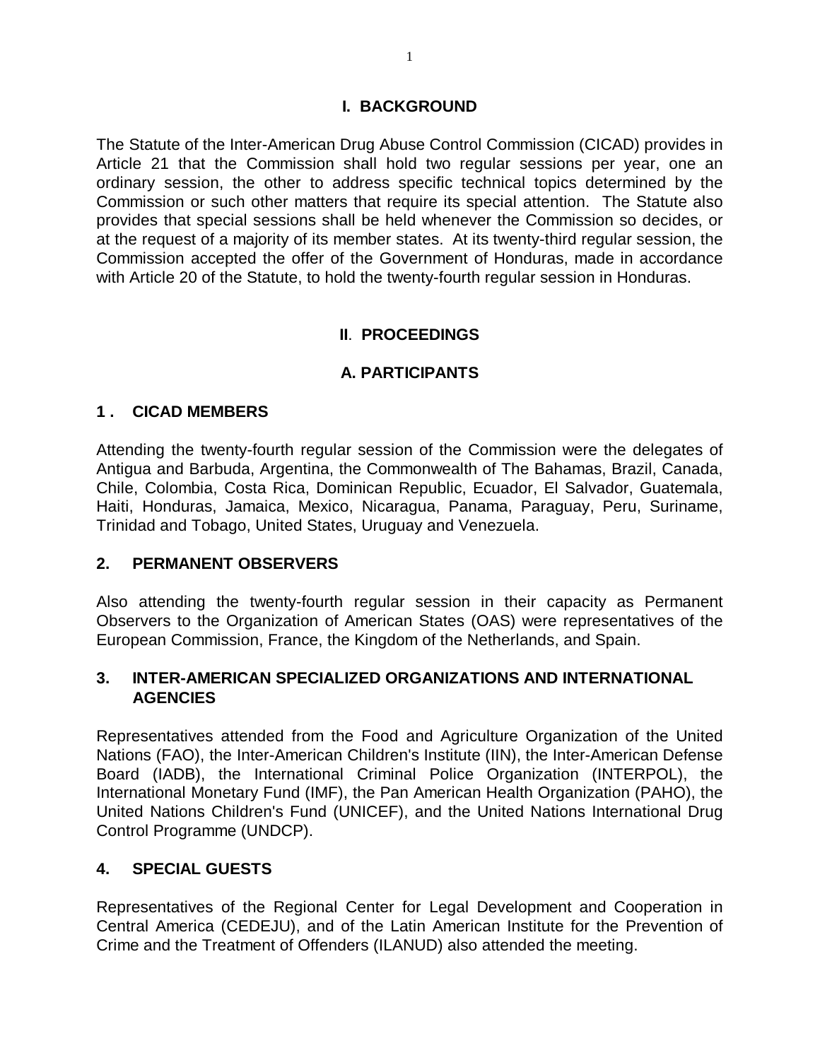## I. BACKGROUND

The Statute of the Inter-American Drug Abuse Control Commission (CICAD) provides in Article 21 that the Commission shall hold two regular sessions per year, one an ordinary session, the other to address specific technical topics determined by the Commission or such other matters that require its special attention. The Statute also provides that special sessions shall be held whenever the Commission so decides, or at the request of a majority of its member states. At its twenty-third regular session, the Commission accepted the offer of the Government of Honduras, made in accordance with Article 20 of the Statute, to hold the twenty-fourth regular session in Honduras.

## II. PROCEEDINGS

### A. PARTICIPANTS

#### 1. CICAD MEMBERS

Attending the twenty-fourth regular session of the Commission were the delegates of Antigua and Barbuda, Argentina, the Commonwealth of The Bahamas, Brazil, Canada, Chile, Colombia, Costa Rica, Dominican Republic, Ecuador, El Salvador, Guatemala, Haiti, Honduras, Jamaica, Mexico, Nicaragua, Panama, Paraguay, Peru, Suriname, Trinidad and Tobago, United States, Uruguay and Venezuela.

#### 2. PERMANENT OBSERVERS

Also attending the twenty-fourth regular session in their capacity as Permanent Observers to the Organization of American States (OAS) were representatives of the European Commission, France, the Kingdom of the Netherlands, and Spain.

#### 3. INTER-AMERICAN SPECIALIZED ORGANIZATIONS AND INTERNATIONAL AGENCIES

Representatives attended from the Food and Agriculture Organization of the United Nations (FAO), the Inter-American Children's Institute (IIN), the Inter-American Defense Board (IADB), the International Criminal Police Organization (INTERPOL), the International Monetary Fund (IMF), the Pan American Health Organization (PAHO), the United Nations Children's Fund (UNICEF), and the United Nations International Drug Control Programme (UNDCP).

#### 4. SPECIAL GUESTS

Representatives of the Regional Center for Legal Development and Cooperation in Central America (CEDEJU), and of the Latin American Institute for the Prevention of Crime and the Treatment of Offenders (ILANUD) also attended the meeting.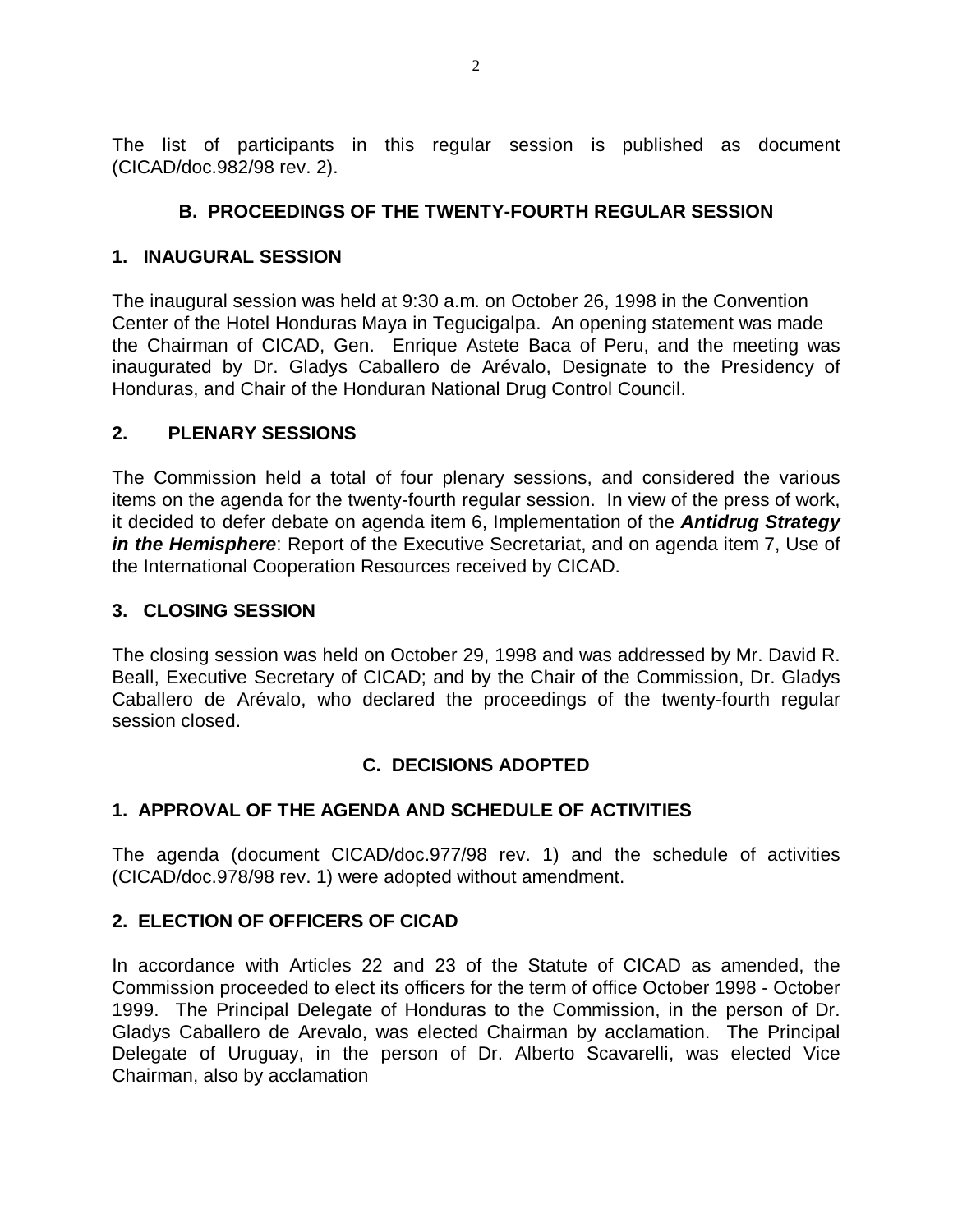The list of participants in this regular session is published as document (CICAD/doc.982/98 rev. 2).

## B. PROCEEDINGS OF THE TWENTY-FOURTH REGULAR SESSION

### 1. INAUGURAL SESSION

The inaugural session was held at 9:30 a.m. on October 26, 1998 in the Convention Center of the Hotel Honduras Maya in Tegucigalpa. An opening statement was made the Chairman of CICAD, Gen. Enrique Astete Baca of Peru, and the meeting was inaugurated by Dr. Gladys Caballero de Arévalo, Designate to the Presidency of Honduras, and Chair of the Honduran National Drug Control Council.

### 2. PLENARY SESSIONS

The Commission held a total of four plenary sessions, and considered the various items on the agenda for the twenty-fourth regular session. In view of the press of work, it decided to defer debate on agenda item 6, Implementation of the ***Antidrug Strategy in the Hemisphere***: Report of the Executive Secretariat, and on agenda item 7, Use of the International Cooperation Resources received by CICAD.

### 3. CLOSING SESSION

The closing session was held on October 29, 1998 and was addressed by Mr. David R. Beall, Executive Secretary of CICAD; and by the Chair of the Commission, Dr. Gladys Caballero de Arévalo, who declared the proceedings of the twenty-fourth regular session closed.

## C. DECISIONS ADOPTED

### 1. APPROVAL OF THE AGENDA AND SCHEDULE OF ACTIVITIES

The agenda (document CICAD/doc.977/98 rev. 1) and the schedule of activities (CICAD/doc.978/98 rev. 1) were adopted without amendment.

### 2. ELECTION OF OFFICERS OF CICAD

In accordance with Articles 22 and 23 of the Statute of CICAD as amended, the Commission proceeded to elect its officers for the term of office October 1998 - October 1999. The Principal Delegate of Honduras to the Commission, in the person of Dr. Gladys Caballero de Arevalo, was elected Chairman by acclamation. The Principal Delegate of Uruguay, in the person of Dr. Alberto Scavarelli, was elected Vice Chairman, also by acclamation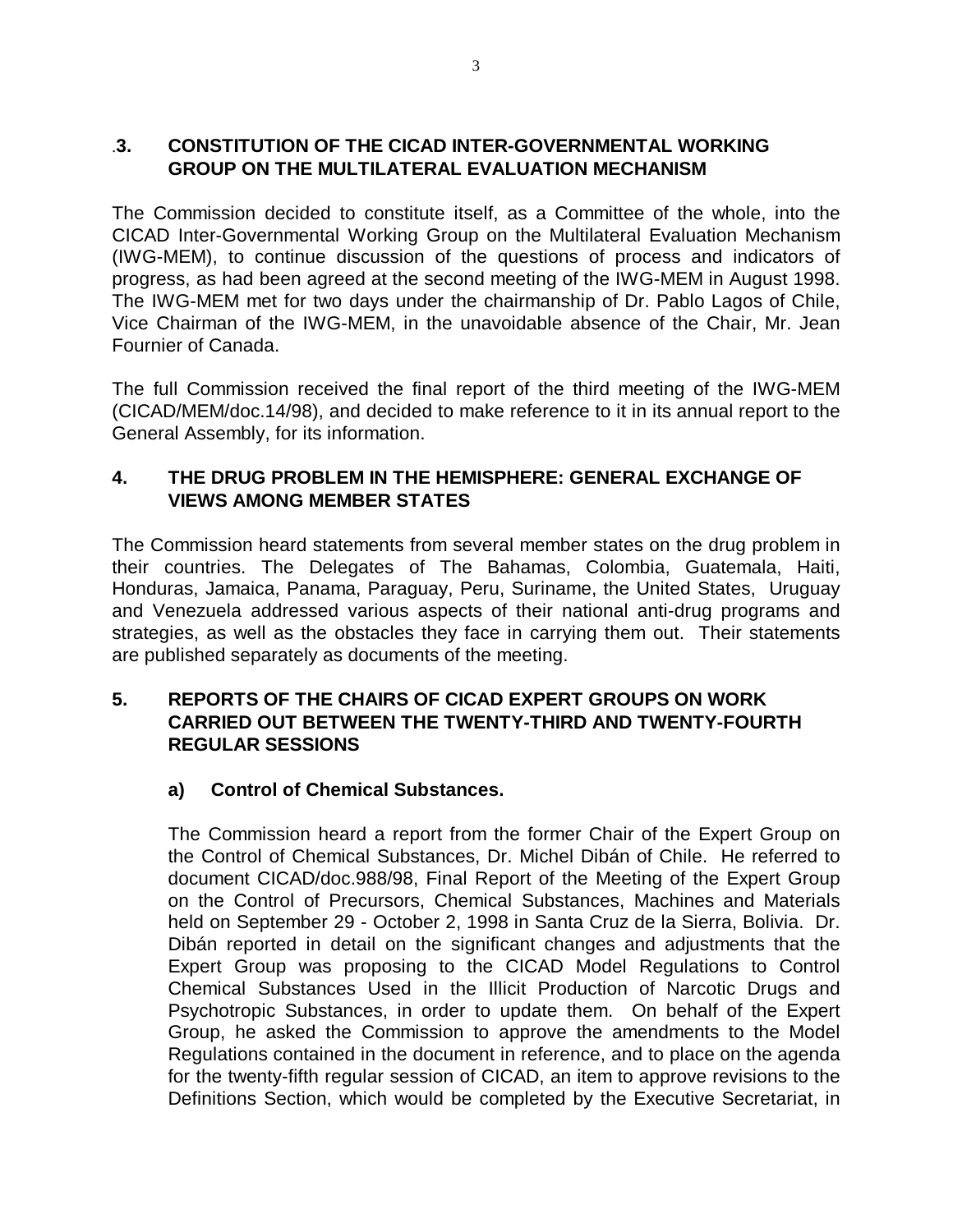## .3. CONSTITUTION OF THE CICAD INTER-GOVERNMENTAL WORKING GROUP ON THE MULTILATERAL EVALUATION MECHANISM

The Commission decided to constitute itself, as a Committee of the whole, into the CICAD Inter-Governmental Working Group on the Multilateral Evaluation Mechanism (IWG-MEM), to continue discussion of the questions of process and indicators of progress, as had been agreed at the second meeting of the IWG-MEM in August 1998. The IWG-MEM met for two days under the chairmanship of Dr. Pablo Lagos of Chile, Vice Chairman of the IWG-MEM, in the unavoidable absence of the Chair, Mr. Jean Fournier of Canada.

The full Commission received the final report of the third meeting of the IWG-MEM (CICAD/MEM/doc.14/98), and decided to make reference to it in its annual report to the General Assembly, for its information.

## 4. THE DRUG PROBLEM IN THE HEMISPHERE: GENERAL EXCHANGE OF VIEWS AMONG MEMBER STATES

The Commission heard statements from several member states on the drug problem in their countries. The Delegates of The Bahamas, Colombia, Guatemala, Haiti, Honduras, Jamaica, Panama, Paraguay, Peru, Suriname, the United States, Uruguay and Venezuela addressed various aspects of their national anti-drug programs and strategies, as well as the obstacles they face in carrying them out. Their statements are published separately as documents of the meeting.

## 5. REPORTS OF THE CHAIRS OF CICAD EXPERT GROUPS ON WORK CARRIED OUT BETWEEN THE TWENTY-THIRD AND TWENTY-FOURTH REGULAR SESSIONS

### a) Control of Chemical Substances.

The Commission heard a report from the former Chair of the Expert Group on the Control of Chemical Substances, Dr. Michel Dibán of Chile. He referred to document CICAD/doc.988/98, Final Report of the Meeting of the Expert Group on the Control of Precursors, Chemical Substances, Machines and Materials held on September 29 - October 2, 1998 in Santa Cruz de la Sierra, Bolivia. Dr. Dibán reported in detail on the significant changes and adjustments that the Expert Group was proposing to the CICAD Model Regulations to Control Chemical Substances Used in the Illicit Production of Narcotic Drugs and Psychotropic Substances, in order to update them. On behalf of the Expert Group, he asked the Commission to approve the amendments to the Model Regulations contained in the document in reference, and to place on the agenda for the twenty-fifth regular session of CICAD, an item to approve revisions to the Definitions Section, which would be completed by the Executive Secretariat, in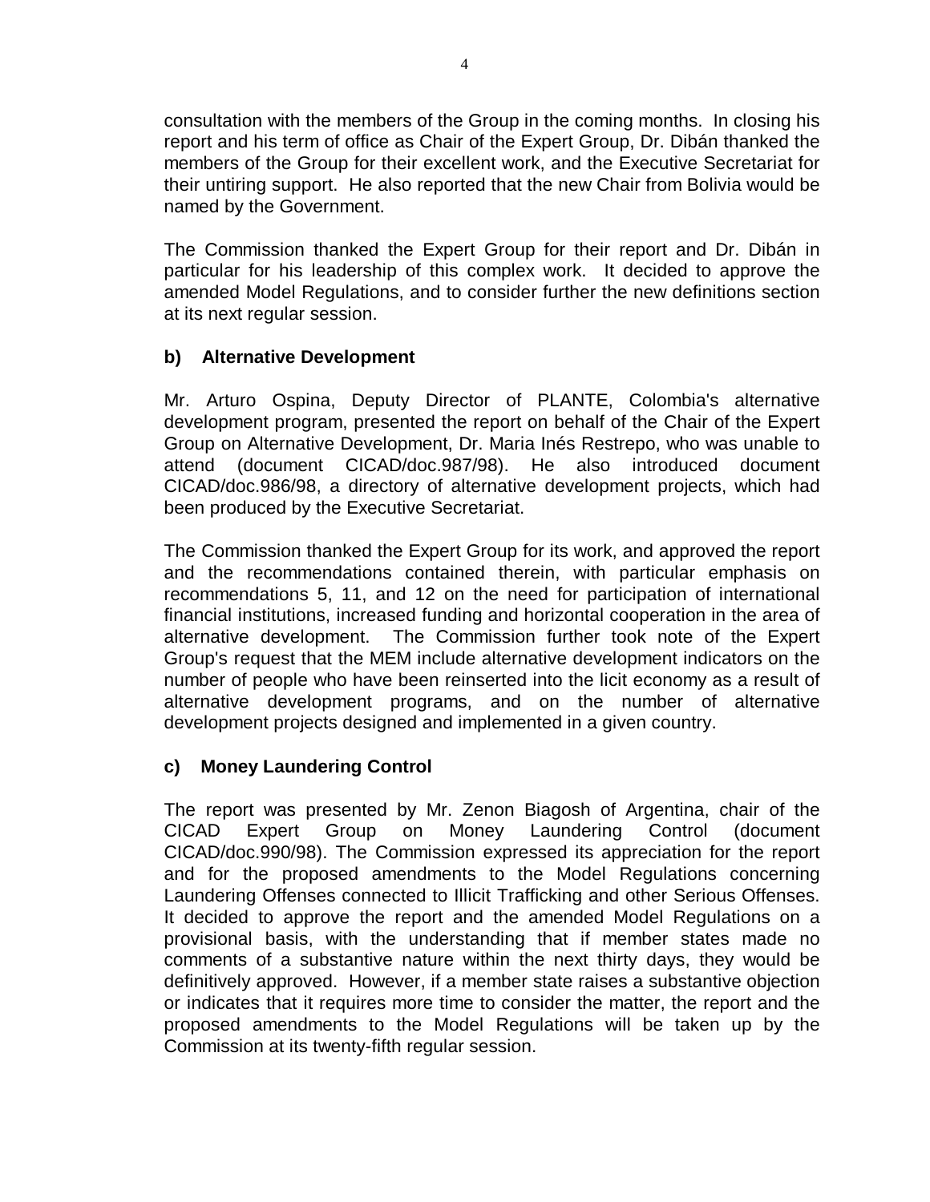consultation with the members of the Group in the coming months. In closing his report and his term of office as Chair of the Expert Group, Dr. Dibán thanked the members of the Group for their excellent work, and the Executive Secretariat for their untiring support. He also reported that the new Chair from Bolivia would be named by the Government.

The Commission thanked the Expert Group for their report and Dr. Dibán in particular for his leadership of this complex work. It decided to approve the amended Model Regulations, and to consider further the new definitions section at its next regular session.

### b) Alternative Development

Mr. Arturo Ospina, Deputy Director of PLANTE, Colombia's alternative development program, presented the report on behalf of the Chair of the Expert Group on Alternative Development, Dr. Maria Inés Restrepo, who was unable to attend (document CICAD/doc.987/98). He also introduced document CICAD/doc.986/98, a directory of alternative development projects, which had been produced by the Executive Secretariat.

The Commission thanked the Expert Group for its work, and approved the report and the recommendations contained therein, with particular emphasis on recommendations 5, 11, and 12 on the need for participation of international financial institutions, increased funding and horizontal cooperation in the area of alternative development. The Commission further took note of the Expert Group's request that the MEM include alternative development indicators on the number of people who have been reinserted into the licit economy as a result of alternative development programs, and on the number of alternative development projects designed and implemented in a given country.

### c) Money Laundering Control

The report was presented by Mr. Zenon Biagosh of Argentina, chair of the CICAD Expert Group on Money Laundering Control (document CICAD/doc.990/98). The Commission expressed its appreciation for the report and for the proposed amendments to the Model Regulations concerning Laundering Offenses connected to Illicit Trafficking and other Serious Offenses. It decided to approve the report and the amended Model Regulations on a provisional basis, with the understanding that if member states made no comments of a substantive nature within the next thirty days, they would be definitively approved. However, if a member state raises a substantive objection or indicates that it requires more time to consider the matter, the report and the proposed amendments to the Model Regulations will be taken up by the Commission at its twenty-fifth regular session.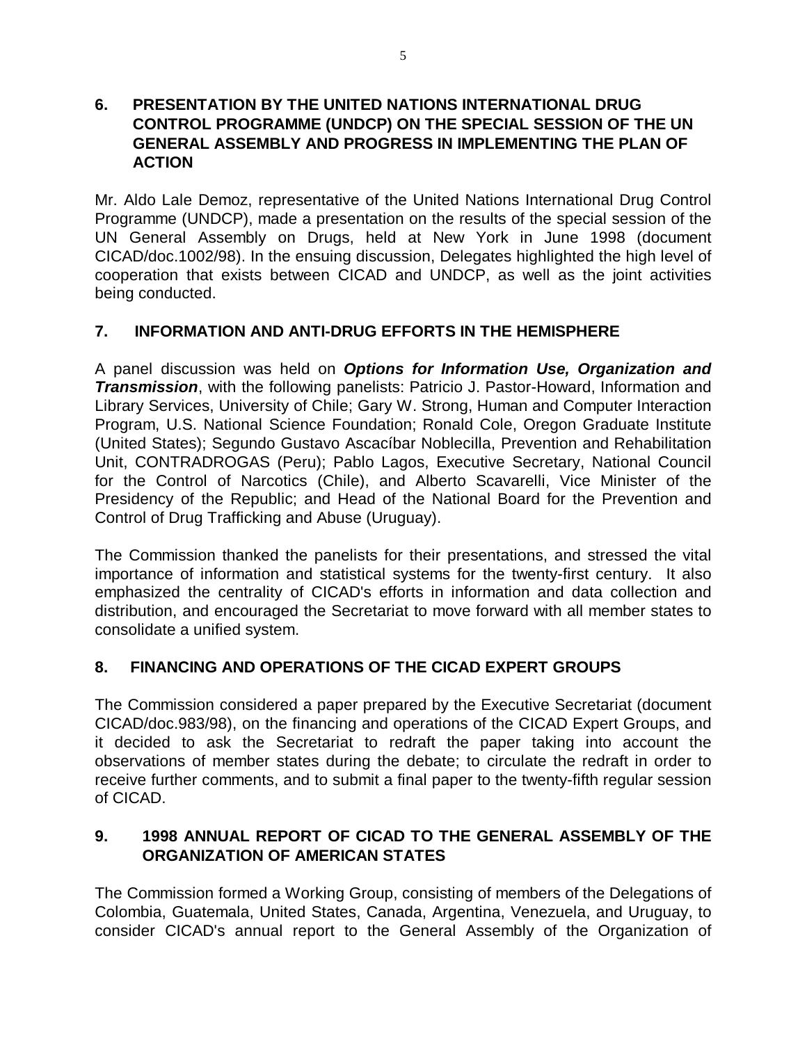## 6. PRESENTATION BY THE UNITED NATIONS INTERNATIONAL DRUG CONTROL PROGRAMME (UNDCP) ON THE SPECIAL SESSION OF THE UN GENERAL ASSEMBLY AND PROGRESS IN IMPLEMENTING THE PLAN OF ACTION

Mr. Aldo Lale Demoz, representative of the United Nations International Drug Control Programme (UNDCP), made a presentation on the results of the special session of the UN General Assembly on Drugs, held at New York in June 1998 (document CICAD/doc.1002/98). In the ensuing discussion, Delegates highlighted the high level of cooperation that exists between CICAD and UNDCP, as well as the joint activities being conducted.

## 7. INFORMATION AND ANTI-DRUG EFFORTS IN THE HEMISPHERE

A panel discussion was held on ***Options for Information Use, Organization and Transmission***, with the following panelists: Patricio J. Pastor-Howard, Information and Library Services, University of Chile; Gary W. Strong, Human and Computer Interaction Program, U.S. National Science Foundation; Ronald Cole, Oregon Graduate Institute (United States); Segundo Gustavo Ascacíbar Noblecilla, Prevention and Rehabilitation Unit, CONTRADROGAS (Peru); Pablo Lagos, Executive Secretary, National Council for the Control of Narcotics (Chile), and Alberto Scavarelli, Vice Minister of the Presidency of the Republic; and Head of the National Board for the Prevention and Control of Drug Trafficking and Abuse (Uruguay).

The Commission thanked the panelists for their presentations, and stressed the vital importance of information and statistical systems for the twenty-first century. It also emphasized the centrality of CICAD's efforts in information and data collection and distribution, and encouraged the Secretariat to move forward with all member states to consolidate a unified system.

## 8. FINANCING AND OPERATIONS OF THE CICAD EXPERT GROUPS

The Commission considered a paper prepared by the Executive Secretariat (document CICAD/doc.983/98), on the financing and operations of the CICAD Expert Groups, and it decided to ask the Secretariat to redraft the paper taking into account the observations of member states during the debate; to circulate the redraft in order to receive further comments, and to submit a final paper to the twenty-fifth regular session of CICAD.

## 9. 1998 ANNUAL REPORT OF CICAD TO THE GENERAL ASSEMBLY OF THE ORGANIZATION OF AMERICAN STATES

The Commission formed a Working Group, consisting of members of the Delegations of Colombia, Guatemala, United States, Canada, Argentina, Venezuela, and Uruguay, to consider CICAD's annual report to the General Assembly of the Organization of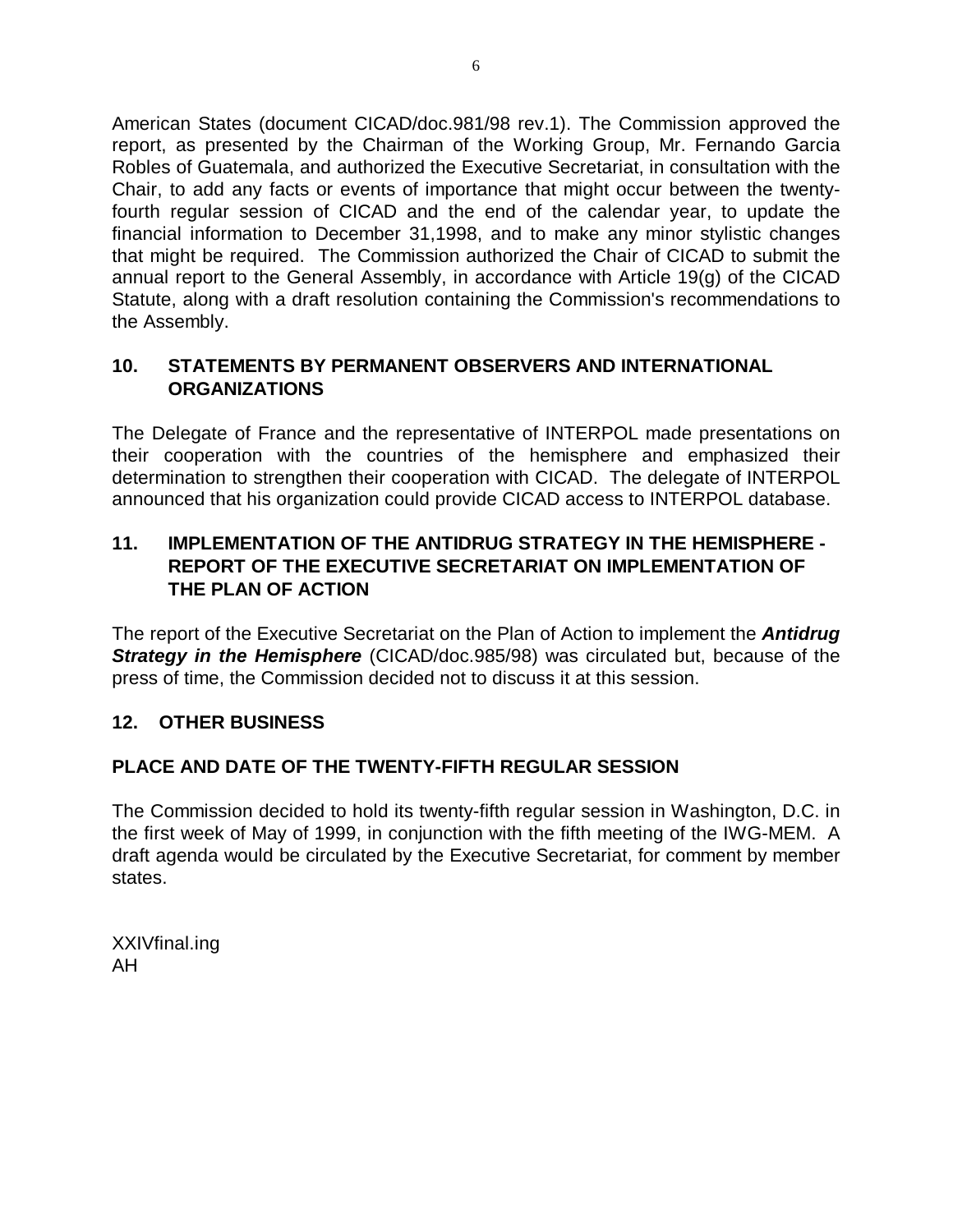American States (document CICAD/doc.981/98 rev.1). The Commission approved the report, as presented by the Chairman of the Working Group, Mr. Fernando Garcia Robles of Guatemala, and authorized the Executive Secretariat, in consultation with the Chair, to add any facts or events of importance that might occur between the twenty-fourth regular session of CICAD and the end of the calendar year, to update the financial information to December 31,1998, and to make any minor stylistic changes that might be required. The Commission authorized the Chair of CICAD to submit the annual report to the General Assembly, in accordance with Article 19(g) of the CICAD Statute, along with a draft resolution containing the Commission's recommendations to the Assembly.

## 10. STATEMENTS BY PERMANENT OBSERVERS AND INTERNATIONAL ORGANIZATIONS

The Delegate of France and the representative of INTERPOL made presentations on their cooperation with the countries of the hemisphere and emphasized their determination to strengthen their cooperation with CICAD. The delegate of INTERPOL announced that his organization could provide CICAD access to INTERPOL database.

## 11. IMPLEMENTATION OF THE ANTIDRUG STRATEGY IN THE HEMISPHERE - REPORT OF THE EXECUTIVE SECRETARIAT ON IMPLEMENTATION OF THE PLAN OF ACTION

The report of the Executive Secretariat on the Plan of Action to implement the ***Antidrug Strategy in the Hemisphere*** (CICAD/doc.985/98) was circulated but, because of the press of time, the Commission decided not to discuss it at this session.

## 12. OTHER BUSINESS

## PLACE AND DATE OF THE TWENTY-FIFTH REGULAR SESSION

The Commission decided to hold its twenty-fifth regular session in Washington, D.C. in the first week of May of 1999, in conjunction with the fifth meeting of the IWG-MEM. A draft agenda would be circulated by the Executive Secretariat, for comment by member states.

XXIVfinal.ing
AH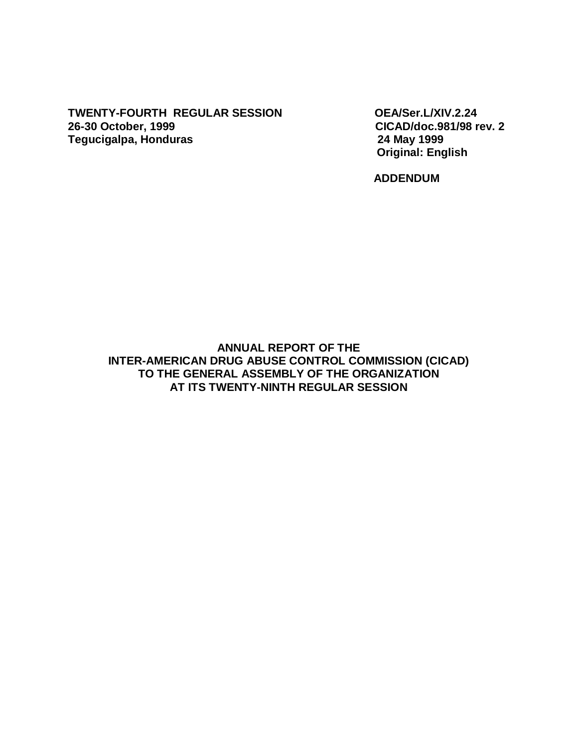**TWENTY-FOURTH REGULAR SESSION**
**26-30 October, 1999**
**Tegucigalpa, Honduras**

**OEA/Ser.L/XIV.2.24**
**CICAD/doc.981/98 rev. 2**
**24 May 1999**
**Original: English**

**ADDENDUM**

**ANNUAL REPORT OF THE**
**INTER-AMERICAN DRUG ABUSE CONTROL COMMISSION (CICAD)**
**TO THE GENERAL ASSEMBLY OF THE ORGANIZATION**
**AT ITS TWENTY-NINTH REGULAR SESSION**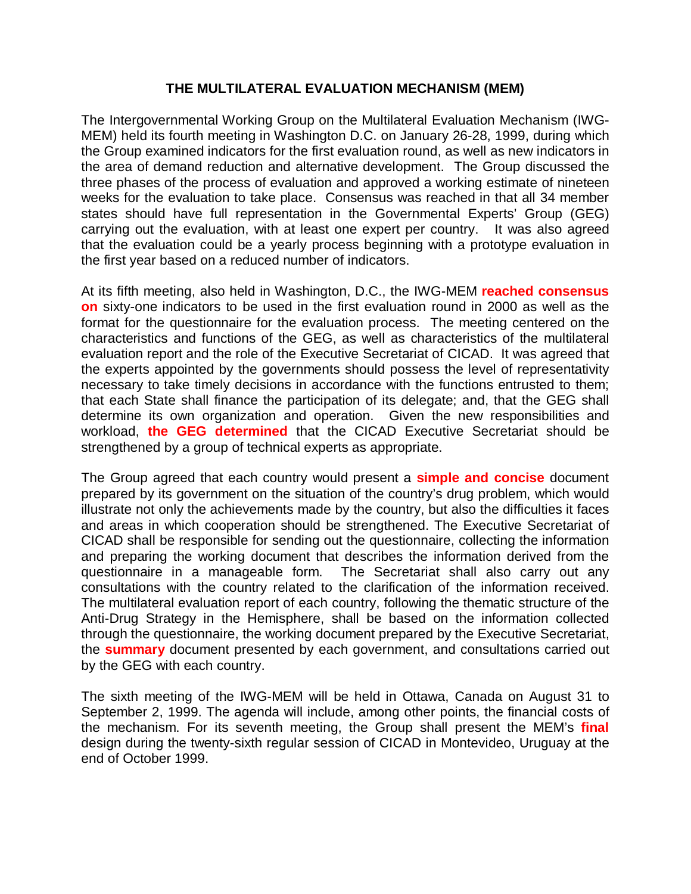# THE MULTILATERAL EVALUATION MECHANISM (MEM)

The Intergovernmental Working Group on the Multilateral Evaluation Mechanism (IWG-MEM) held its fourth meeting in Washington D.C. on January 26-28, 1999, during which the Group examined indicators for the first evaluation round, as well as new indicators in the area of demand reduction and alternative development. The Group discussed the three phases of the process of evaluation and approved a working estimate of nineteen weeks for the evaluation to take place. Consensus was reached in that all 34 member states should have full representation in the Governmental Experts' Group (GEG) carrying out the evaluation, with at least one expert per country. It was also agreed that the evaluation could be a yearly process beginning with a prototype evaluation in the first year based on a reduced number of indicators.

At its fifth meeting, also held in Washington, D.C., the IWG-MEM **reached consensus on** sixty-one indicators to be used in the first evaluation round in 2000 as well as the format for the questionnaire for the evaluation process. The meeting centered on the characteristics and functions of the GEG, as well as characteristics of the multilateral evaluation report and the role of the Executive Secretariat of CICAD. It was agreed that the experts appointed by the governments should possess the level of representativity necessary to take timely decisions in accordance with the functions entrusted to them; that each State shall finance the participation of its delegate; and, that the GEG shall determine its own organization and operation. Given the new responsibilities and workload, **the GEG determined** that the CICAD Executive Secretariat should be strengthened by a group of technical experts as appropriate.

The Group agreed that each country would present a **simple and concise** document prepared by its government on the situation of the country's drug problem, which would illustrate not only the achievements made by the country, but also the difficulties it faces and areas in which cooperation should be strengthened. The Executive Secretariat of CICAD shall be responsible for sending out the questionnaire, collecting the information and preparing the working document that describes the information derived from the questionnaire in a manageable form. The Secretariat shall also carry out any consultations with the country related to the clarification of the information received. The multilateral evaluation report of each country, following the thematic structure of the Anti-Drug Strategy in the Hemisphere, shall be based on the information collected through the questionnaire, the working document prepared by the Executive Secretariat, the **summary** document presented by each government, and consultations carried out by the GEG with each country.

The sixth meeting of the IWG-MEM will be held in Ottawa, Canada on August 31 to September 2, 1999. The agenda will include, among other points, the financial costs of the mechanism. For its seventh meeting, the Group shall present the MEM's **final** design during the twenty-sixth regular session of CICAD in Montevideo, Uruguay at the end of October 1999.